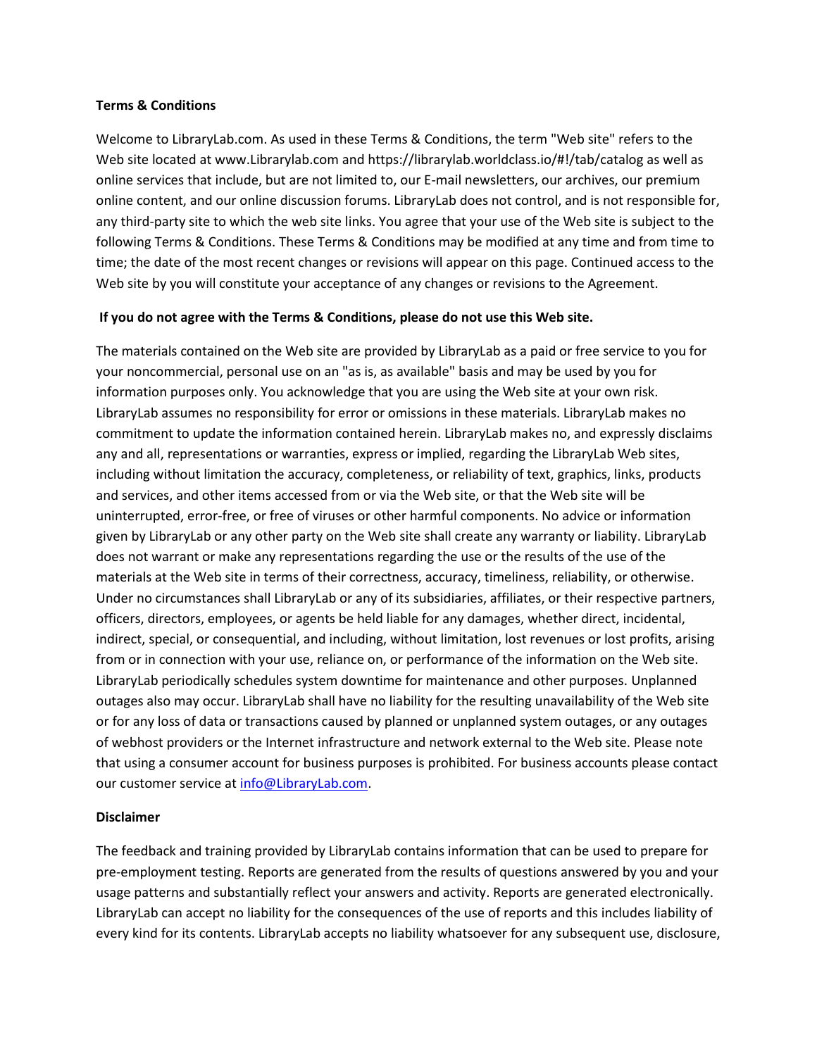**Terms & Conditions**

Welcome to LibraryLab.com. As used in these Terms & Conditions, the term "Web site" refers to the Web site located at www.Librarylab.com and https://librarylab.worldclass.io/#!/tab/catalog as well as online services that include, but are not limited to, our E-mail newsletters, our archives, our premium online content, and our online discussion forums. LibraryLab does not control, and is not responsible for, any third-party site to which the web site links. You agree that your use of the Web site is subject to the following Terms & Conditions. These Terms & Conditions may be modified at any time and from time to time; the date of the most recent changes or revisions will appear on this page. Continued access to the Web site by you will constitute your acceptance of any changes or revisions to the Agreement.

**If you do not agree with the Terms & Conditions, please do not use this Web site.**

The materials contained on the Web site are provided by LibraryLab as a paid or free service to you for your noncommercial, personal use on an "as is, as available" basis and may be used by you for information purposes only. You acknowledge that you are using the Web site at your own risk. LibraryLab assumes no responsibility for error or omissions in these materials. LibraryLab makes no commitment to update the information contained herein. LibraryLab makes no, and expressly disclaims any and all, representations or warranties, express or implied, regarding the LibraryLab Web sites, including without limitation the accuracy, completeness, or reliability of text, graphics, links, products and services, and other items accessed from or via the Web site, or that the Web site will be uninterrupted, error-free, or free of viruses or other harmful components. No advice or information given by LibraryLab or any other party on the Web site shall create any warranty or liability. LibraryLab does not warrant or make any representations regarding the use or the results of the use of the materials at the Web site in terms of their correctness, accuracy, timeliness, reliability, or otherwise. Under no circumstances shall LibraryLab or any of its subsidiaries, affiliates, or their respective partners, officers, directors, employees, or agents be held liable for any damages, whether direct, incidental, indirect, special, or consequential, and including, without limitation, lost revenues or lost profits, arising from or in connection with your use, reliance on, or performance of the information on the Web site. LibraryLab periodically schedules system downtime for maintenance and other purposes. Unplanned outages also may occur. LibraryLab shall have no liability for the resulting unavailability of the Web site or for any loss of data or transactions caused by planned or unplanned system outages, or any outages of webhost providers or the Internet infrastructure and network external to the Web site. Please note that using a consumer account for business purposes is prohibited. For business accounts please contact our customer service at info@LibraryLab.com.

**Disclaimer**

The feedback and training provided by LibraryLab contains information that can be used to prepare for pre-employment testing. Reports are generated from the results of questions answered by you and your usage patterns and substantially reflect your answers and activity. Reports are generated electronically. LibraryLab can accept no liability for the consequences of the use of reports and this includes liability of every kind for its contents. LibraryLab accepts no liability whatsoever for any subsequent use, disclosure,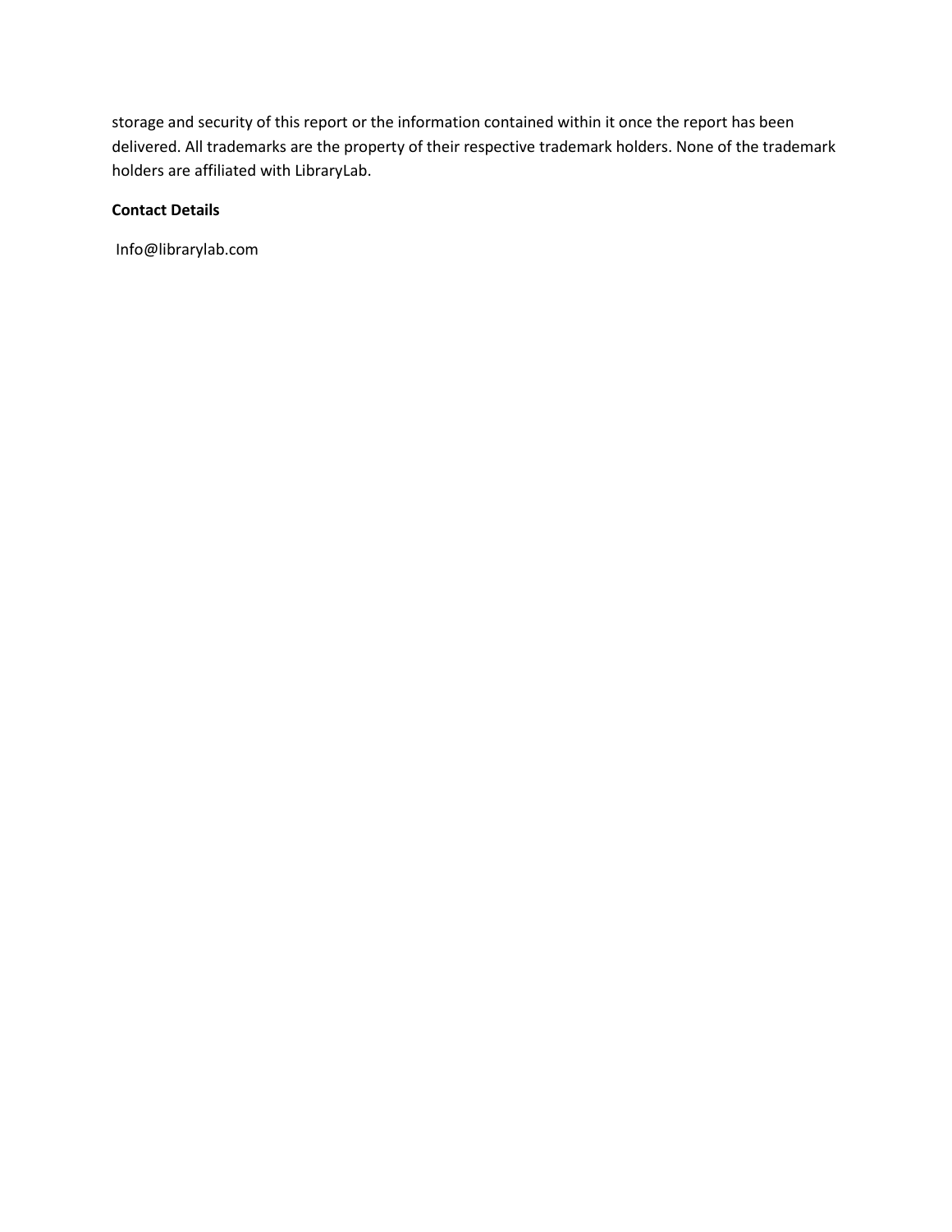storage and security of this report or the information contained within it once the report has been delivered. All trademarks are the property of their respective trademark holders. None of the trademark holders are affiliated with LibraryLab.

**Contact Details**

Info@librarylab.com